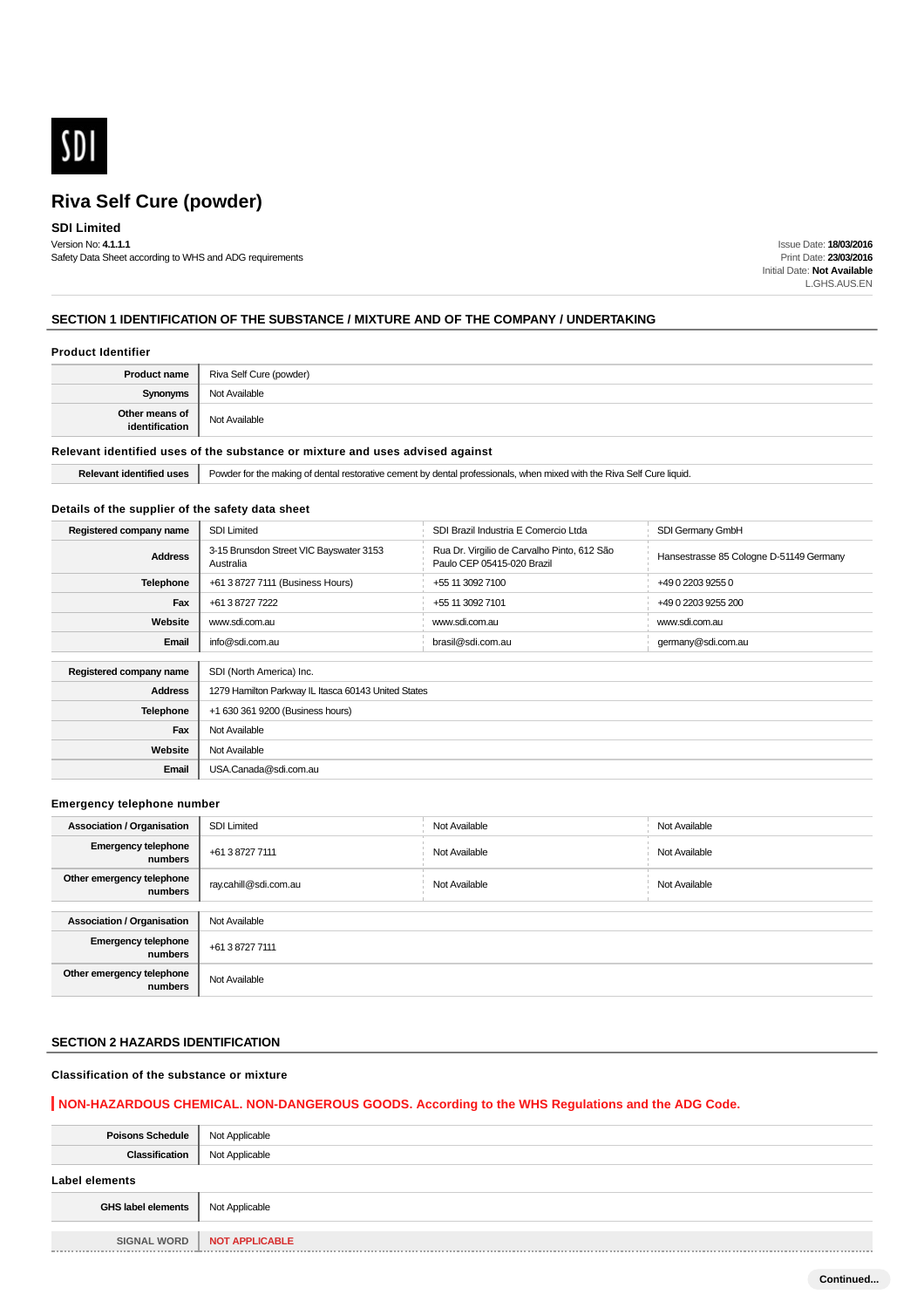SDI

# Riva Self Cure (powder)

**SDI Limited**

Version No: **4.1.1.1**
Safety Data Sheet according to WHS and ADG requirements

Issue Date: **18/03/2016**
Print Date: **23/03/2016**
Initial Date: **Not Available**
L.GHS.AUS.EN

## SECTION 1 IDENTIFICATION OF THE SUBSTANCE / MIXTURE AND OF THE COMPANY / UNDERTAKING

### Product Identifier

| | |
|---|---|
| **Product name** | Riva Self Cure (powder) |
| **Synonyms** | Not Available |
| **Other means of identification** | Not Available |

### Relevant identified uses of the substance or mixture and uses advised against

| | |
|---|---|
| **Relevant identified uses** | Powder for the making of dental restorative cement by dental professionals, when mixed with the Riva Self Cure liquid. |

### Details of the supplier of the safety data sheet

| | | | |
|---|---|---|---|
| **Registered company name** | SDI Limited | SDI Brazil Industria E Comercio Ltda | SDI Germany GmbH |
| **Address** | 3-15 Brunsdon Street VIC Bayswater 3153 Australia | Rua Dr. Virgilio de Carvalho Pinto, 612 São Paulo CEP 05415-020 Brazil | Hansestrasse 85 Cologne D-51149 Germany |
| **Telephone** | +61 3 8727 7111 (Business Hours) | +55 11 3092 7100 | +49 0 2203 9255 0 |
| **Fax** | +61 3 8727 7222 | +55 11 3092 7101 | +49 0 2203 9255 200 |
| **Website** | www.sdi.com.au | www.sdi.com.au | www.sdi.com.au |
| **Email** | info@sdi.com.au | brasil@sdi.com.au | germany@sdi.com.au |

| | |
|---|---|
| **Registered company name** | SDI (North America) Inc. |
| **Address** | 1279 Hamilton Parkway IL Itasca 60143 United States |
| **Telephone** | +1 630 361 9200 (Business hours) |
| **Fax** | Not Available |
| **Website** | Not Available |
| **Email** | USA.Canada@sdi.com.au |

### Emergency telephone number

| | | | |
|---|---|---|---|
| **Association / Organisation** | SDI Limited | Not Available | Not Available |
| **Emergency telephone numbers** | +61 3 8727 7111 | Not Available | Not Available |
| **Other emergency telephone numbers** | ray.cahill@sdi.com.au | Not Available | Not Available |

| | |
|---|---|
| **Association / Organisation** | Not Available |
| **Emergency telephone numbers** | +61 3 8727 7111 |
| **Other emergency telephone numbers** | Not Available |

## SECTION 2 HAZARDS IDENTIFICATION

### Classification of the substance or mixture

**NON-HAZARDOUS CHEMICAL. NON-DANGEROUS GOODS. According to the WHS Regulations and the ADG Code.**

| | |
|---|---|
| **Poisons Schedule** | Not Applicable |
| **Classification** | Not Applicable |

### Label elements

| | |
|---|---|
| **GHS label elements** | Not Applicable |
| **SIGNAL WORD** | **NOT APPLICABLE** |

Continued...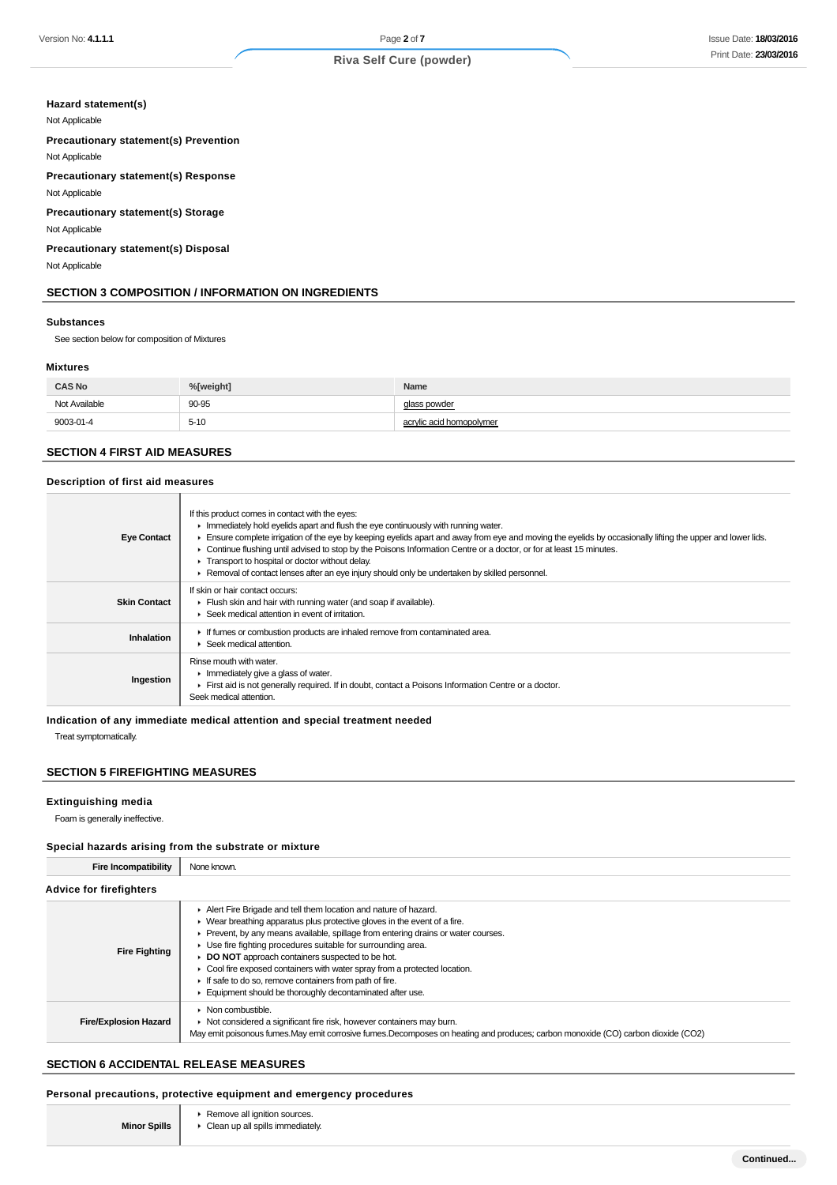### Hazard statement(s)

Not Applicable

### Precautionary statement(s) Prevention

Not Applicable

### Precautionary statement(s) Response

Not Applicable

### Precautionary statement(s) Storage

Not Applicable

### Precautionary statement(s) Disposal

Not Applicable

## SECTION 3 COMPOSITION / INFORMATION ON INGREDIENTS

### Substances

See section below for composition of Mixtures

### Mixtures

| CAS No | %[weight] | Name |
|---|---|---|
| Not Available | 90-95 | glass powder |
| 9003-01-4 | 5-10 | acrylic acid homopolymer |

## SECTION 4 FIRST AID MEASURES

### Description of first aid measures

| | |
|---|---|
| **Eye Contact** | If this product comes in contact with the eyes:<br>▸ Immediately hold eyelids apart and flush the eye continuously with running water.<br>▸ Ensure complete irrigation of the eye by keeping eyelids apart and away from eye and moving the eyelids by occasionally lifting the upper and lower lids.<br>▸ Continue flushing until advised to stop by the Poisons Information Centre or a doctor, or for at least 15 minutes.<br>▸ Transport to hospital or doctor without delay.<br>▸ Removal of contact lenses after an eye injury should only be undertaken by skilled personnel. |
| **Skin Contact** | If skin or hair contact occurs:<br>▸ Flush skin and hair with running water (and soap if available).<br>▸ Seek medical attention in event of irritation. |
| **Inhalation** | ▸ If fumes or combustion products are inhaled remove from contaminated area.<br>▸ Seek medical attention. |
| **Ingestion** | Rinse mouth with water.<br>▸ Immediately give a glass of water.<br>▸ First aid is not generally required. If in doubt, contact a Poisons Information Centre or a doctor.<br>Seek medical attention. |

### Indication of any immediate medical attention and special treatment needed

Treat symptomatically.

## SECTION 5 FIREFIGHTING MEASURES

### Extinguishing media

Foam is generally ineffective.

### Special hazards arising from the substrate or mixture

| | |
|---|---|
| **Fire Incompatibility** | None known. |

### Advice for firefighters

| | |
|---|---|
| **Fire Fighting** | ▸ Alert Fire Brigade and tell them location and nature of hazard.<br>▸ Wear breathing apparatus plus protective gloves in the event of a fire.<br>▸ Prevent, by any means available, spillage from entering drains or water courses.<br>▸ Use fire fighting procedures suitable for surrounding area.<br>▸ **DO NOT** approach containers suspected to be hot.<br>▸ Cool fire exposed containers with water spray from a protected location.<br>▸ If safe to do so, remove containers from path of fire.<br>▸ Equipment should be thoroughly decontaminated after use. |
| **Fire/Explosion Hazard** | ▸ Non combustible.<br>▸ Not considered a significant fire risk, however containers may burn.<br>May emit poisonous fumes.May emit corrosive fumes.Decomposes on heating and produces; carbon monoxide (CO) carbon dioxide ($CO_2$) |

## SECTION 6 ACCIDENTAL RELEASE MEASURES

### Personal precautions, protective equipment and emergency procedures

| | |
|---|---|
| **Minor Spills** | ▸ Remove all ignition sources.<br>▸ Clean up all spills immediately. |

Continued...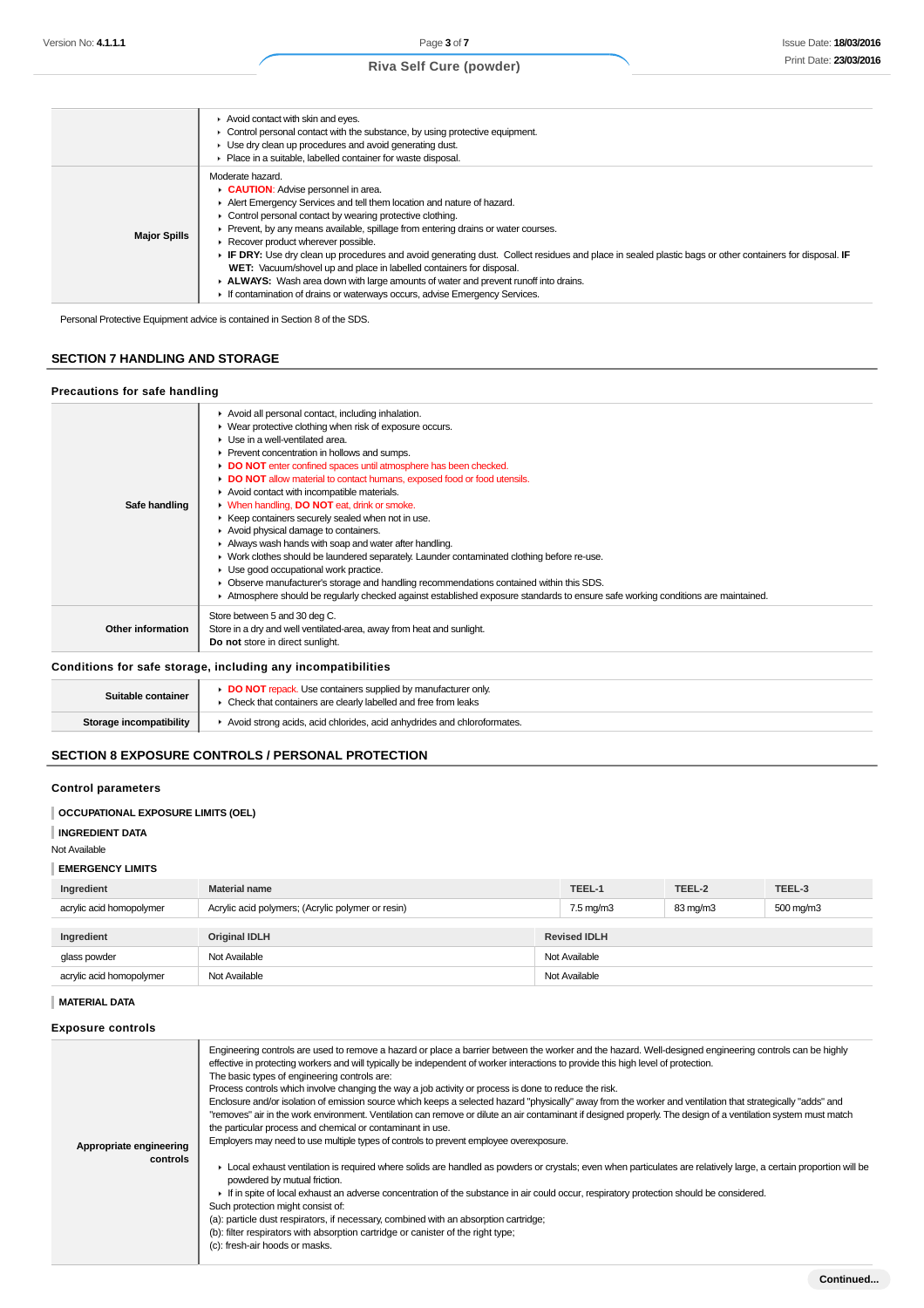| | |
|---|---|
| | ▸ Avoid contact with skin and eyes.<br>▸ Control personal contact with the substance, by using protective equipment.<br>▸ Use dry clean up procedures and avoid generating dust.<br>▸ Place in a suitable, labelled container for waste disposal. |
| **Major Spills** | Moderate hazard.<br>▸ **CAUTION**: Advise personnel in area.<br>▸ Alert Emergency Services and tell them location and nature of hazard.<br>▸ Control personal contact by wearing protective clothing.<br>▸ Prevent, by any means available, spillage from entering drains or water courses.<br>▸ Recover product wherever possible.<br>▸ **IF DRY:** Use dry clean up procedures and avoid generating dust. Collect residues and place in sealed plastic bags or other containers for disposal. **IF WET:** Vacuum/shovel up and place in labelled containers for disposal.<br>▸ **ALWAYS:** Wash area down with large amounts of water and prevent runoff into drains.<br>▸ If contamination of drains or waterways occurs, advise Emergency Services. |

Personal Protective Equipment advice is contained in Section 8 of the SDS.

## SECTION 7 HANDLING AND STORAGE

### Precautions for safe handling

| | |
|---|---|
| **Safe handling** | ▸ Avoid all personal contact, including inhalation.<br>▸ Wear protective clothing when risk of exposure occurs.<br>▸ Use in a well-ventilated area.<br>▸ Prevent concentration in hollows and sumps.<br>▸ **DO NOT** enter confined spaces until atmosphere has been checked.<br>▸ **DO NOT** allow material to contact humans, exposed food or food utensils.<br>▸ Avoid contact with incompatible materials.<br>▸ When handling, **DO NOT** eat, drink or smoke.<br>▸ Keep containers securely sealed when not in use.<br>▸ Avoid physical damage to containers.<br>▸ Always wash hands with soap and water after handling.<br>▸ Work clothes should be laundered separately. Launder contaminated clothing before re-use.<br>▸ Use good occupational work practice.<br>▸ Observe manufacturer's storage and handling recommendations contained within this SDS.<br>▸ Atmosphere should be regularly checked against established exposure standards to ensure safe working conditions are maintained. |
| **Other information** | Store between 5 and 30 deg C.<br>Store in a dry and well ventilated-area, away from heat and sunlight.<br>**Do not** store in direct sunlight. |

### Conditions for safe storage, including any incompatibilities

| | |
|---|---|
| **Suitable container** | ▸ **DO NOT** repack. Use containers supplied by manufacturer only.<br>▸ Check that containers are clearly labelled and free from leaks |
| **Storage incompatibility** | ▸ Avoid strong acids, acid chlorides, acid anhydrides and chloroformates. |

## SECTION 8 EXPOSURE CONTROLS / PERSONAL PROTECTION

### Control parameters

**OCCUPATIONAL EXPOSURE LIMITS (OEL)**

**INGREDIENT DATA**

Not Available

**EMERGENCY LIMITS**

| Ingredient | Material name | TEEL-1 | TEEL-2 | TEEL-3 |
|---|---|---|---|---|
| acrylic acid homopolymer | Acrylic acid polymers; (Acrylic polymer or resin) | 7.5 mg/m3 | 83 mg/m3 | 500 mg/m3 |

| Ingredient | Original IDLH | Revised IDLH |
|---|---|---|
| glass powder | Not Available | Not Available |
| acrylic acid homopolymer | Not Available | Not Available |

**MATERIAL DATA**

### Exposure controls

| | |
|---|---|
| **Appropriate engineering controls** | Engineering controls are used to remove a hazard or place a barrier between the worker and the hazard. Well-designed engineering controls can be highly effective in protecting workers and will typically be independent of worker interactions to provide this high level of protection.<br>The basic types of engineering controls are:<br>Process controls which involve changing the way a job activity or process is done to reduce the risk.<br>Enclosure and/or isolation of emission source which keeps a selected hazard "physically" away from the worker and ventilation that strategically "adds" and "removes" air in the work environment. Ventilation can remove or dilute an air contaminant if designed properly. The design of a ventilation system must match the particular process and chemical or contaminant in use.<br>Employers may need to use multiple types of controls to prevent employee overexposure.<br><br>▸ Local exhaust ventilation is required where solids are handled as powders or crystals; even when particulates are relatively large, a certain proportion will be powdered by mutual friction.<br>▸ If in spite of local exhaust an adverse concentration of the substance in air could occur, respiratory protection should be considered.<br>Such protection might consist of:<br>(a): particle dust respirators, if necessary, combined with an absorption cartridge;<br>(b): filter respirators with absorption cartridge or canister of the right type;<br>(c): fresh-air hoods or masks. |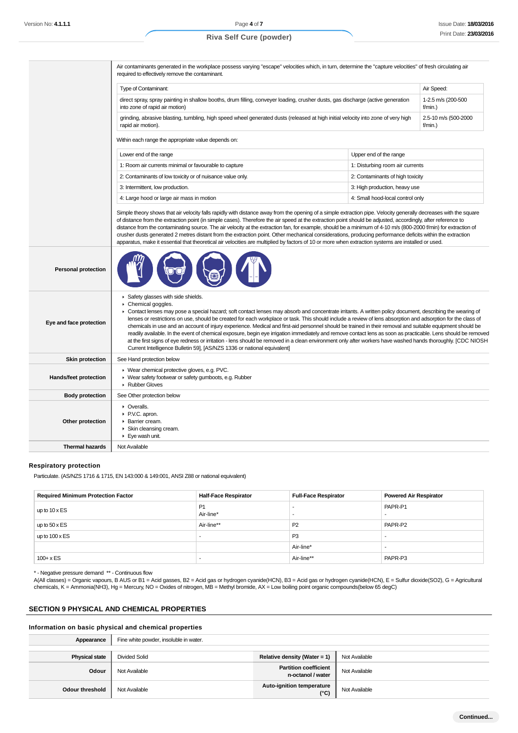| | |
|---|---|
| | Air contaminants generated in the workplace possess varying "escape" velocities which, in turn, determine the "capture velocities" of fresh circulating air required to effectively remove the contaminant.<br><br>Type of Contaminant: / Air Speed:<br>direct spray, spray painting in shallow booths, drum filling, conveyer loading, crusher dusts, gas discharge (active generation into zone of rapid air motion) / 1-2.5 m/s (200-500 f/min.)<br>grinding, abrasive blasting, tumbling, high speed wheel generated dusts (released at high initial velocity into zone of very high rapid air motion). / 2.5-10 m/s (500-2000 f/min.)<br><br>Within each range the appropriate value depends on:<br><br>Lower end of the range / Upper end of the range<br>1: Room air currents minimal or favourable to capture / 1: Disturbing room air currents<br>2: Contaminants of low toxicity or of nuisance value only. / 2: Contaminants of high toxicity<br>3: Intermittent, low production. / 3: High production, heavy use<br>4: Large hood or large air mass in motion / 4: Small hood-local control only<br><br>Simple theory shows that air velocity falls rapidly with distance away from the opening of a simple extraction pipe. Velocity generally decreases with the square of distance from the extraction point (in simple cases). Therefore the air speed at the extraction point should be adjusted, accordingly, after reference to distance from the contaminating source. The air velocity at the extraction fan, for example, should be a minimum of 4-10 m/s (800-2000 f/min) for extraction of crusher dusts generated 2 metres distant from the extraction point. Other mechanical considerations, producing performance deficits within the extraction apparatus, make it essential that theoretical air velocities are multiplied by factors of 10 or more when extraction systems are installed or used. |
| **Personal protection** | |
| **Eye and face protection** | - Safety glasses with side shields.<br>- Chemical goggles.<br>- Contact lenses may pose a special hazard; soft contact lenses may absorb and concentrate irritants. A written policy document, describing the wearing of lenses or restrictions on use, should be created for each workplace or task. This should include a review of lens absorption and adsorption for the class of chemicals in use and an account of injury experience. Medical and first-aid personnel should be trained in their removal and suitable equipment should be readily available. In the event of chemical exposure, begin eye irrigation immediately and remove contact lens as soon as practicable. Lens should be removed at the first signs of eye redness or irritation - lens should be removed in a clean environment only after workers have washed hands thoroughly. [CDC NIOSH Current Intelligence Bulletin 59], [AS/NZS 1336 or national equivalent] |
| **Skin protection** | See Hand protection below |
| **Hands/feet protection** | - Wear chemical protective gloves, e.g. PVC.<br>- Wear safety footwear or safety gumboots, e.g. Rubber<br>- Rubber Gloves |
| **Body protection** | See Other protection below |
| **Other protection** | - Overalls.<br>- P.V.C. apron.<br>- Barrier cream.<br>- Skin cleansing cream.<br>- Eye wash unit. |
| **Thermal hazards** | Not Available |

### Respiratory protection

Particulate. (AS/NZS 1716 & 1715, EN 143:000 & 149:001, ANSI Z88 or national equivalent)

| Required Minimum Protection Factor | Half-Face Respirator | Full-Face Respirator | Powered Air Respirator |
|---|---|---|---|
| up to 10 x ES | P1<br>Air-line* | -<br>- | PAPR-P1<br>- |
| up to 50 x ES | Air-line** | P2 | PAPR-P2 |
| up to 100 x ES | - | P3 | - |
| | | Air-line* | - |
| 100+ x ES | - | Air-line** | PAPR-P3 |

\* - Negative pressure demand ** - Continuous flow

A(All classes) = Organic vapours, B AUS or B1 = Acid gasses, B2 = Acid gas or hydrogen cyanide(HCN), B3 = Acid gas or hydrogen cyanide(HCN), E = Sulfur dioxide(SO2), G = Agricultural chemicals, K = Ammonia(NH3), Hg = Mercury, NO = Oxides of nitrogen, MB = Methyl bromide, AX = Low boiling point organic compounds(below 65 degC)

## SECTION 9 PHYSICAL AND CHEMICAL PROPERTIES

### Information on basic physical and chemical properties

| | | | |
|---|---|---|---|
| **Appearance** | Fine white powder, insoluble in water. | | |
| **Physical state** | Divided Solid | **Relative density (Water = 1)** | Not Available |
| **Odour** | Not Available | **Partition coefficient n-octanol / water** | Not Available |
| **Odour threshold** | Not Available | **Auto-ignition temperature (°C)** | Not Available |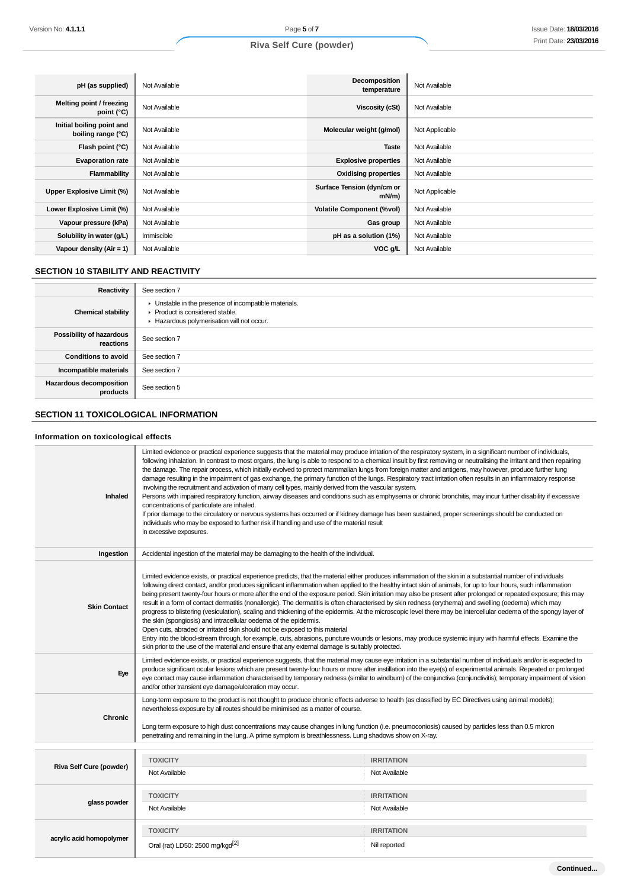| pH (as supplied) | Not Available | Decomposition temperature | Not Available |
|---|---|---|---|
| Melting point / freezing point (°C) | Not Available | Viscosity (cSt) | Not Available |
| Initial boiling point and boiling range (°C) | Not Available | Molecular weight (g/mol) | Not Applicable |
| Flash point (°C) | Not Available | Taste | Not Available |
| Evaporation rate | Not Available | Explosive properties | Not Available |
| Flammability | Not Available | Oxidising properties | Not Available |
| Upper Explosive Limit (%) | Not Available | Surface Tension (dyn/cm or mN/m) | Not Applicable |
| Lower Explosive Limit (%) | Not Available | Volatile Component (%vol) | Not Available |
| Vapour pressure (kPa) | Not Available | Gas group | Not Available |
| Solubility in water (g/L) | Immiscible | pH as a solution (1%) | Not Available |
| Vapour density (Air = 1) | Not Available | VOC g/L | Not Available |

## SECTION 10 STABILITY AND REACTIVITY

| | |
|---|---|
| **Reactivity** | See section 7 |
| **Chemical stability** | ▸ Unstable in the presence of incompatible materials.<br>▸ Product is considered stable.<br>▸ Hazardous polymerisation will not occur. |
| **Possibility of hazardous reactions** | See section 7 |
| **Conditions to avoid** | See section 7 |
| **Incompatible materials** | See section 7 |
| **Hazardous decomposition products** | See section 5 |

## SECTION 11 TOXICOLOGICAL INFORMATION

### Information on toxicological effects

| | |
|---|---|
| **Inhaled** | Limited evidence or practical experience suggests that the material may produce irritation of the respiratory system, in a significant number of individuals, following inhalation. In contrast to most organs, the lung is able to respond to a chemical insult by first removing or neutralising the irritant and then repairing the damage. The repair process, which initially evolved to protect mammalian lungs from foreign matter and antigens, may however, produce further lung damage resulting in the impairment of gas exchange, the primary function of the lungs. Respiratory tract irritation often results in an inflammatory response involving the recruitment and activation of many cell types, mainly derived from the vascular system.<br>Persons with impaired respiratory function, airway diseases and conditions such as emphysema or chronic bronchitis, may incur further disability if excessive concentrations of particulate are inhaled.<br>If prior damage to the circulatory or nervous systems has occurred or if kidney damage has been sustained, proper screenings should be conducted on individuals who may be exposed to further risk if handling and use of the material result<br>in excessive exposures. |
| **Ingestion** | Accidental ingestion of the material may be damaging to the health of the individual. |
| **Skin Contact** | Limited evidence exists, or practical experience predicts, that the material either produces inflammation of the skin in a substantial number of individuals following direct contact, and/or produces significant inflammation when applied to the healthy intact skin of animals, for up to four hours, such inflammation being present twenty-four hours or more after the end of the exposure period. Skin irritation may also be present after prolonged or repeated exposure; this may result in a form of contact dermatitis (nonallergic). The dermatitis is often characterised by skin redness (erythema) and swelling (oedema) which may progress to blistering (vesiculation), scaling and thickening of the epidermis. At the microscopic level there may be intercellular oedema of the spongy layer of the skin (spongiosis) and intracellular oedema of the epidermis.<br>Open cuts, abraded or irritated skin should not be exposed to this material<br>Entry into the blood-stream through, for example, cuts, abrasions, puncture wounds or lesions, may produce systemic injury with harmful effects. Examine the skin prior to the use of the material and ensure that any external damage is suitably protected. |
| **Eye** | Limited evidence exists, or practical experience suggests, that the material may cause eye irritation in a substantial number of individuals and/or is expected to produce significant ocular lesions which are present twenty-four hours or more after instillation into the eye(s) of experimental animals. Repeated or prolonged eye contact may cause inflammation characterised by temporary redness (similar to windburn) of the conjunctiva (conjunctivitis); temporary impairment of vision and/or other transient eye damage/ulceration may occur. |
| **Chronic** | Long-term exposure to the product is not thought to produce chronic effects adverse to health (as classified by EC Directives using animal models); nevertheless exposure by all routes should be minimised as a matter of course.<br><br>Long term exposure to high dust concentrations may cause changes in lung function (i.e. pneumoconiosis) caused by particles less than 0.5 micron penetrating and remaining in the lung. A prime symptom is breathlessness. Lung shadows show on X-ray. |

| | TOXICITY | IRRITATION |
|---|---|---|
| **Riva Self Cure (powder)** | Not Available | Not Available |
| **glass powder** | Not Available | Not Available |
| **acrylic acid homopolymer** | Oral (rat) LD50: 2500 mg/kgd[2] | Nil reported |

Continued...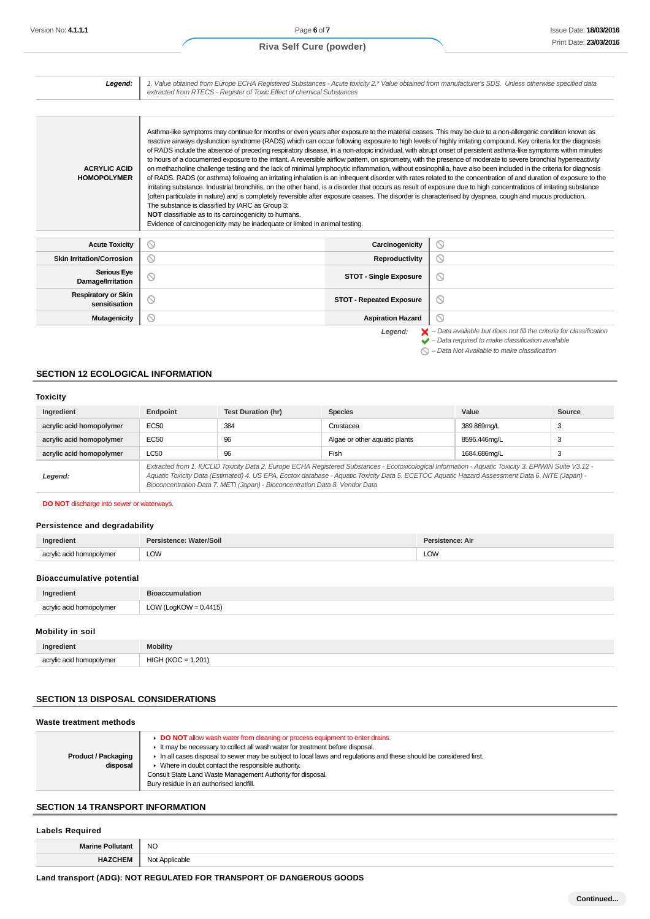| **Legend:** | *1. Value obtained from Europe ECHA Registered Substances - Acute toxicity 2.* Value obtained from manufacturer's SDS. Unless otherwise specified data extracted from RTECS - Register of Toxic Effect of chemical Substances* |
|---|---|

| **ACRYLIC ACID HOMOPOLYMER** | Asthma-like symptoms may continue for months or even years after exposure to the material ceases. This may be due to a non-allergenic condition known as reactive airways dysfunction syndrome (RADS) which can occur following exposure to high levels of highly irritating compound. Key criteria for the diagnosis of RADS include the absence of preceding respiratory disease, in a non-atopic individual, with abrupt onset of persistent asthma-like symptoms within minutes to hours of a documented exposure to the irritant. A reversible airflow pattern, on spirometry, with the presence of moderate to severe bronchial hyperreactivity on methacholine challenge testing and the lack of minimal lymphocytic inflammation, without eosinophilia, have also been included in the criteria for diagnosis of RADS. RADS (or asthma) following an irritating inhalation is an infrequent disorder with rates related to the concentration of and duration of exposure to the irritating substance. Industrial bronchitis, on the other hand, is a disorder that occurs as result of exposure due to high concentrations of irritating substance (often particulate in nature) and is completely reversible after exposure ceases. The disorder is characterised by dyspnea, cough and mucus production.<br>The substance is classified by IARC as Group 3:<br>**NOT** classifiable as to its carcinogenicity to humans.<br>Evidence of carcinogenicity may be inadequate or limited in animal testing. |
|---|---|

| | | | |
|---|---|---|---|
| **Acute Toxicity** | ⃠ | **Carcinogenicity** | ⃠ |
| **Skin Irritation/Corrosion** | ⃠ | **Reproductivity** | ⃠ |
| **Serious Eye Damage/Irritation** | ⃠ | **STOT - Single Exposure** | ⃠ |
| **Respiratory or Skin sensitisation** | ⃠ | **STOT - Repeated Exposure** | ⃠ |
| **Mutagenicity** | ⃠ | **Aspiration Hazard** | ⃠ |

*Legend:* ✖ *– Data available but does not fill the criteria for classification*
✔ *– Data required to make classification available*
⃠ *– Data Not Available to make classification*

## SECTION 12 ECOLOGICAL INFORMATION

### Toxicity

| Ingredient | Endpoint | Test Duration (hr) | Species | Value | Source |
|---|---|---|---|---|---|
| acrylic acid homopolymer | EC50 | 384 | Crustacea | 389.869mg/L | 3 |
| acrylic acid homopolymer | EC50 | 96 | Algae or other aquatic plants | 8596.446mg/L | 3 |
| acrylic acid homopolymer | LC50 | 96 | Fish | 1684.686mg/L | 3 |
| **Legend:** | *Extracted from 1. IUCLID Toxicity Data 2. Europe ECHA Registered Substances - Ecotoxicological Information - Aquatic Toxicity 3. EPIWIN Suite V3.12 - Aquatic Toxicity Data (Estimated) 4. US EPA, Ecotox database - Aquatic Toxicity Data 5. ECETOC Aquatic Hazard Assessment Data 6. NITE (Japan) - Bioconcentration Data 7. METI (Japan) - Bioconcentration Data 8. Vendor Data* | | | | |

**DO NOT** discharge into sewer or waterways.

### Persistence and degradability

| Ingredient | Persistence: Water/Soil | Persistence: Air |
|---|---|---|
| acrylic acid homopolymer | LOW | LOW |

### Bioaccumulative potential

| Ingredient | Bioaccumulation |
|---|---|
| acrylic acid homopolymer | LOW (LogKOW = 0.4415) |

### Mobility in soil

| Ingredient | Mobility |
|---|---|
| acrylic acid homopolymer | HIGH (KOC = 1.201) |

## SECTION 13 DISPOSAL CONSIDERATIONS

### Waste treatment methods

| **Product / Packaging disposal** | ▸ **DO NOT** allow wash water from cleaning or process equipment to enter drains.<br>▸ It may be necessary to collect all wash water for treatment before disposal.<br>▸ In all cases disposal to sewer may be subject to local laws and regulations and these should be considered first.<br>▸ Where in doubt contact the responsible authority.<br>Consult State Land Waste Management Authority for disposal.<br>Bury residue in an authorised landfill. |
|---|---|

## SECTION 14 TRANSPORT INFORMATION

### Labels Required

| | |
|---|---|
| **Marine Pollutant** | NO |
| **HAZCHEM** | Not Applicable |

**Land transport (ADG): NOT REGULATED FOR TRANSPORT OF DANGEROUS GOODS**

**Continued...**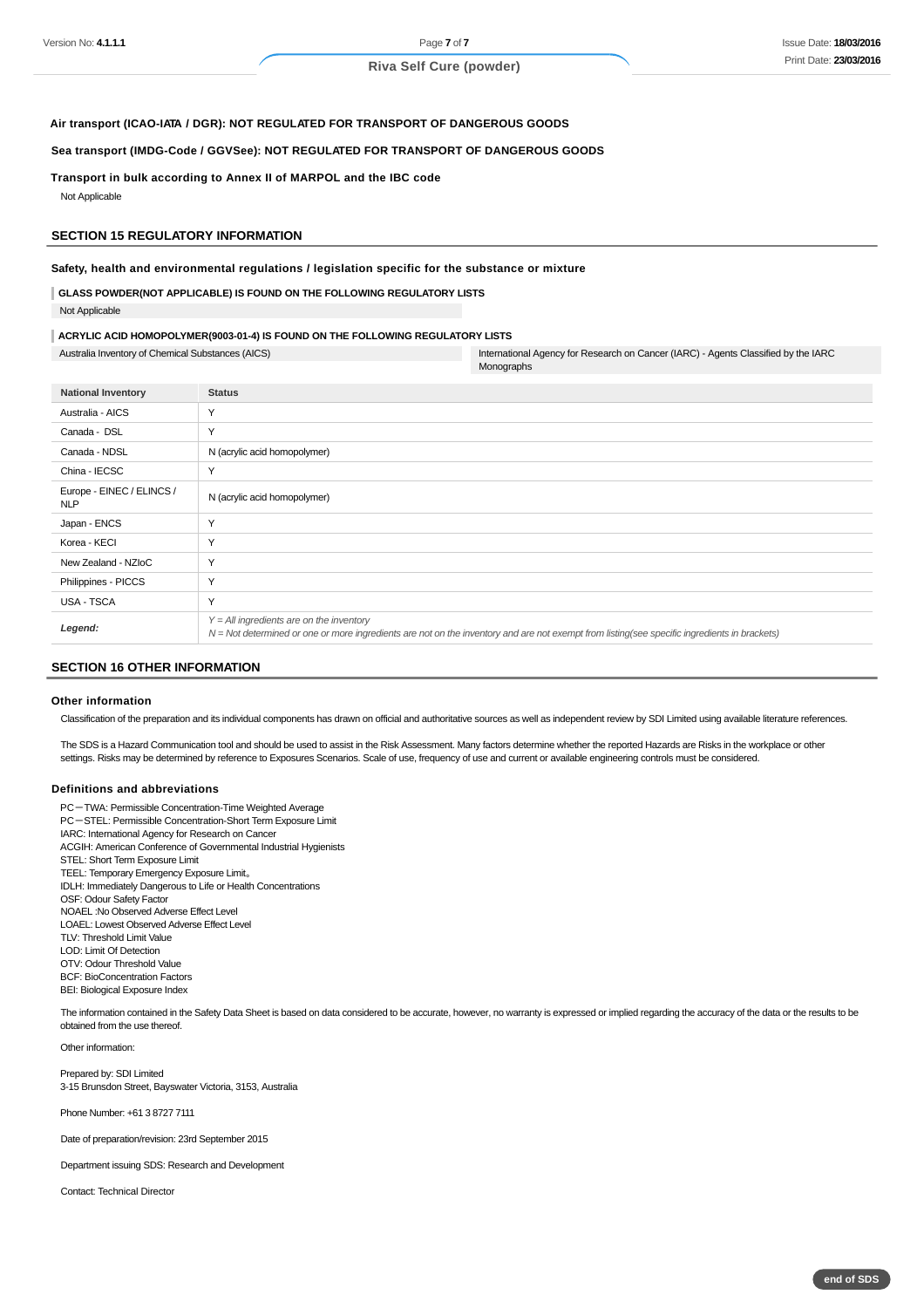**Air transport (ICAO-IATA / DGR): NOT REGULATED FOR TRANSPORT OF DANGEROUS GOODS**

**Sea transport (IMDG-Code / GGVSee): NOT REGULATED FOR TRANSPORT OF DANGEROUS GOODS**

**Transport in bulk according to Annex II of MARPOL and the IBC code**

Not Applicable

## SECTION 15 REGULATORY INFORMATION

**Safety, health and environmental regulations / legislation specific for the substance or mixture**

**GLASS POWDER(NOT APPLICABLE) IS FOUND ON THE FOLLOWING REGULATORY LISTS**

Not Applicable

**ACRYLIC ACID HOMOPOLYMER(9003-01-4) IS FOUND ON THE FOLLOWING REGULATORY LISTS**

| | |
|---|---|
| Australia Inventory of Chemical Substances (AICS) | International Agency for Research on Cancer (IARC) - Agents Classified by the IARC Monographs |

| National Inventory | Status |
|---|---|
| Australia - AICS | Y |
| Canada - DSL | Y |
| Canada - NDSL | N (acrylic acid homopolymer) |
| China - IECSC | Y |
| Europe - EINEC / ELINCS / NLP | N (acrylic acid homopolymer) |
| Japan - ENCS | Y |
| Korea - KECI | Y |
| New Zealand - NZIoC | Y |
| Philippines - PICCS | Y |
| USA - TSCA | Y |
| ***Legend:*** | *Y = All ingredients are on the inventory*<br>*N = Not determined or one or more ingredients are not on the inventory and are not exempt from listing(see specific ingredients in brackets)* |

## SECTION 16 OTHER INFORMATION

**Other information**

Classification of the preparation and its individual components has drawn on official and authoritative sources as well as independent review by SDI Limited using available literature references.

The SDS is a Hazard Communication tool and should be used to assist in the Risk Assessment. Many factors determine whether the reported Hazards are Risks in the workplace or other settings. Risks may be determined by reference to Exposures Scenarios. Scale of use, frequency of use and current or available engineering controls must be considered.

**Definitions and abbreviations**

PC－TWA: Permissible Concentration-Time Weighted Average
PC－STEL: Permissible Concentration-Short Term Exposure Limit
IARC: International Agency for Research on Cancer
ACGIH: American Conference of Governmental Industrial Hygienists
STEL: Short Term Exposure Limit
TEEL: Temporary Emergency Exposure Limit。
IDLH: Immediately Dangerous to Life or Health Concentrations
OSF: Odour Safety Factor
NOAEL :No Observed Adverse Effect Level
LOAEL: Lowest Observed Adverse Effect Level
TLV: Threshold Limit Value
LOD: Limit Of Detection
OTV: Odour Threshold Value
BCF: BioConcentration Factors
BEI: Biological Exposure Index

The information contained in the Safety Data Sheet is based on data considered to be accurate, however, no warranty is expressed or implied regarding the accuracy of the data or the results to be obtained from the use thereof.

Other information:

Prepared by: SDI Limited
3-15 Brunsdon Street, Bayswater Victoria, 3153, Australia

Phone Number: +61 3 8727 7111

Date of preparation/revision: 23rd September 2015

Department issuing SDS: Research and Development

Contact: Technical Director

end of SDS